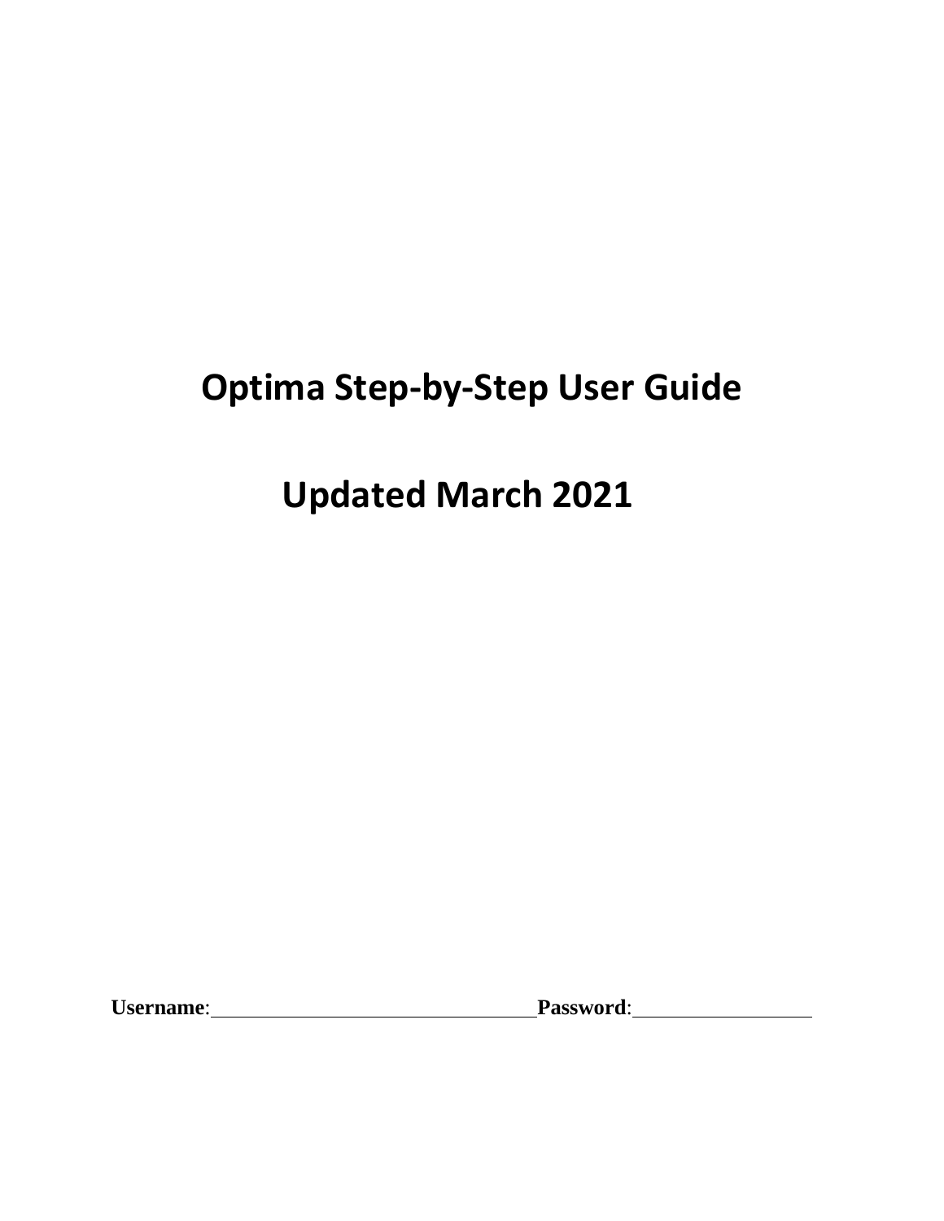# Optima Step-by-Step User Guide

# Updated March 2021

**Username**:________________________________ **Password**:_________________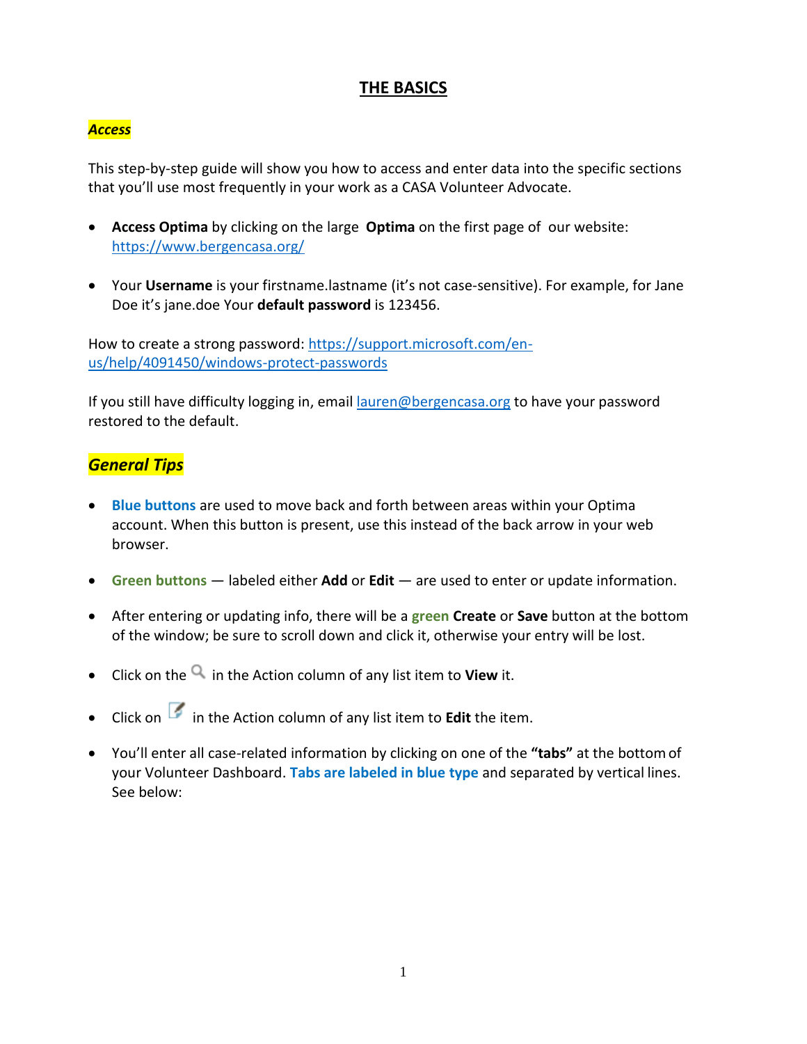# THE BASICS

## *Access*

This step-by-step guide will show you how to access and enter data into the specific sections that you'll use most frequently in your work as a CASA Volunteer Advocate.

- **Access Optima** by clicking on the large **Optima** on the first page of our website: https://www.bergencasa.org/
- Your **Username** is your firstname.lastname (it's not case-sensitive). For example, for Jane Doe it's jane.doe Your **default password** is 123456.

How to create a strong password: https://support.microsoft.com/en-us/help/4091450/windows-protect-passwords

If you still have difficulty logging in, email lauren@bergencasa.org to have your password restored to the default.

## *General Tips*

- **Blue buttons** are used to move back and forth between areas within your Optima account. When this button is present, use this instead of the back arrow in your web browser.
- **Green buttons** — labeled either **Add** or **Edit** — are used to enter or update information.
- After entering or updating info, there will be a **green** **Create** or **Save** button at the bottom of the window; be sure to scroll down and click it, otherwise your entry will be lost.
- Click on the 🔍 in the Action column of any list item to **View** it.
- Click on 📝 in the Action column of any list item to **Edit** the item.
- You'll enter all case-related information by clicking on one of the **"tabs"** at the bottom of your Volunteer Dashboard. **Tabs are labeled in blue type** and separated by vertical lines. See below: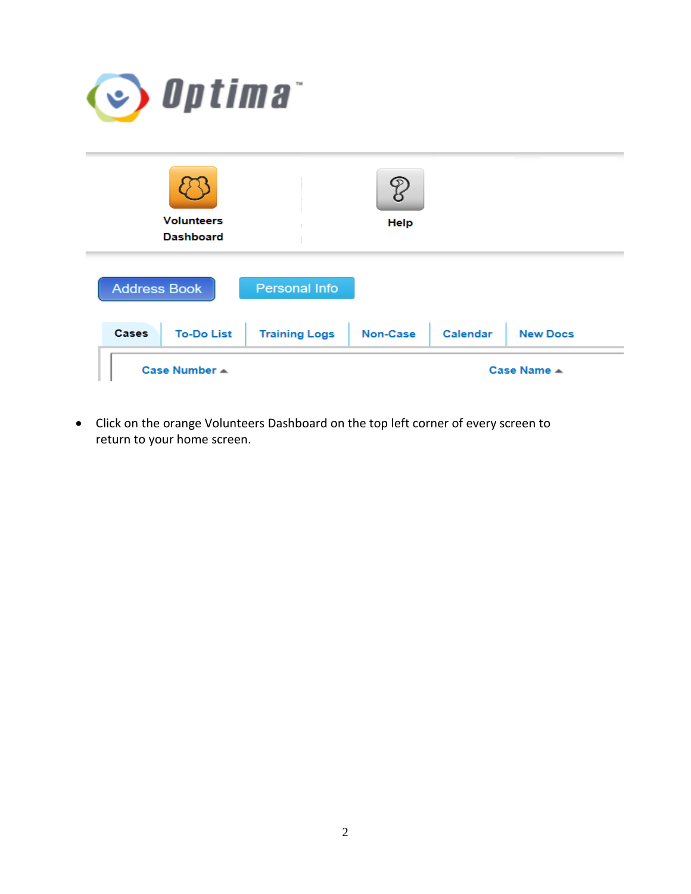- Click on the orange Volunteers Dashboard on the top left corner of every screen to return to your home screen.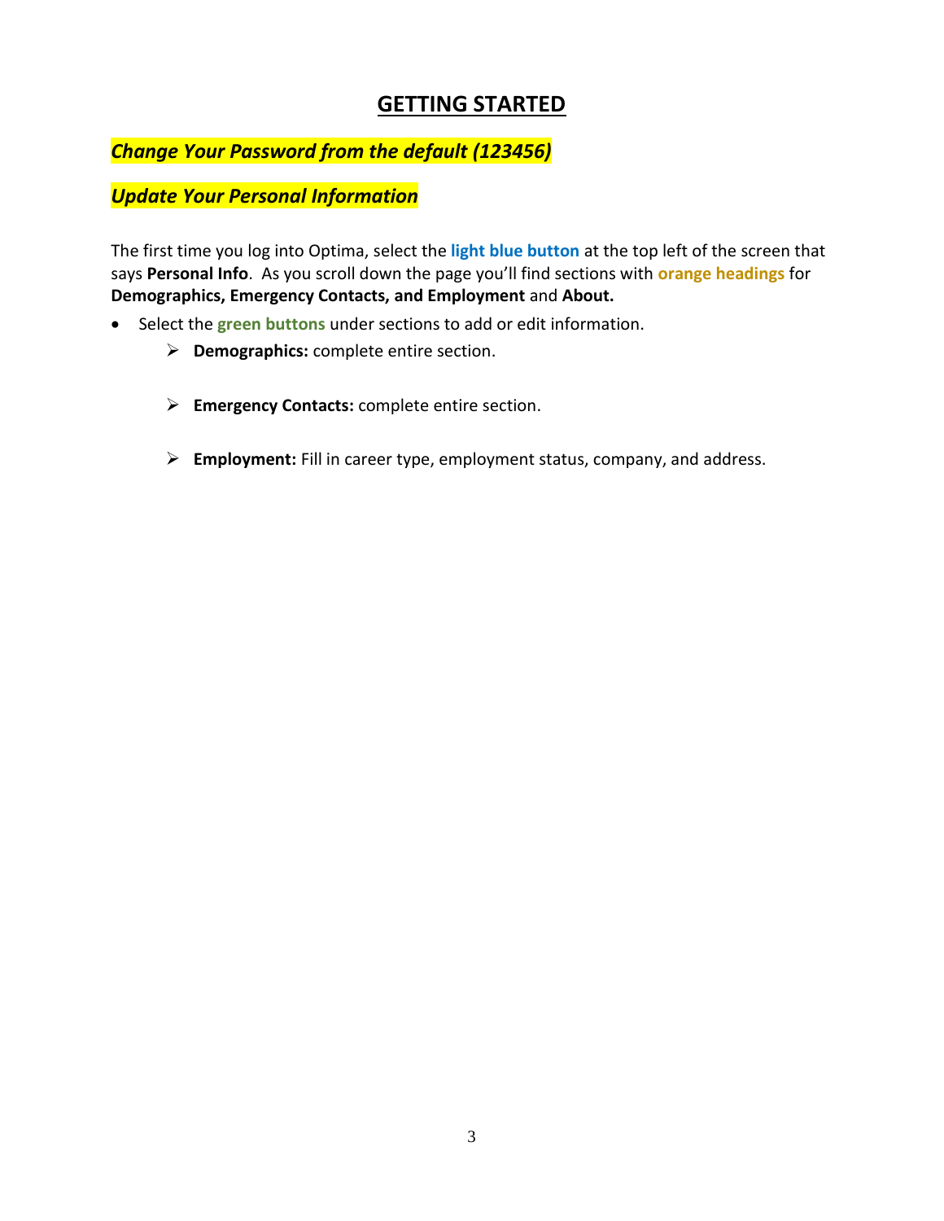# GETTING STARTED

***Change Your Password from the default (123456)***

***Update Your Personal Information***

The first time you log into Optima, select the **light blue button** at the top left of the screen that says **Personal Info**. As you scroll down the page you'll find sections with **orange headings** for **Demographics, Emergency Contacts, and Employment** and **About.**

- Select the **green buttons** under sections to add or edit information.
  - **Demographics:** complete entire section.
  - **Emergency Contacts:** complete entire section.
  - **Employment:** Fill in career type, employment status, company, and address.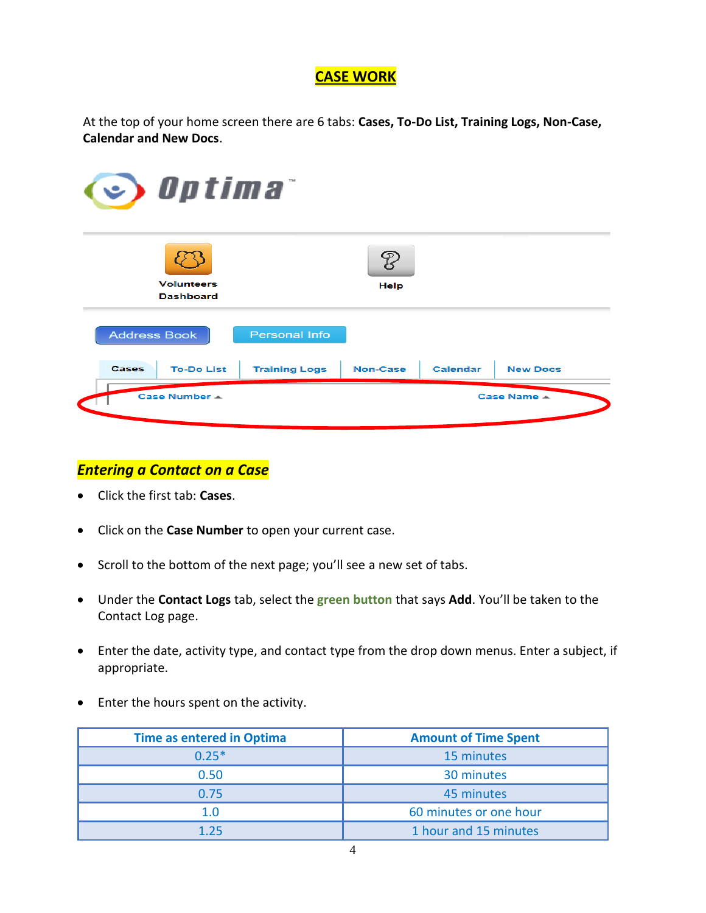# CASE WORK

At the top of your home screen there are 6 tabs: **Cases, To-Do List, Training Logs, Non-Case, Calendar and New Docs**.

## *Entering a Contact on a Case*

- Click the first tab: **Cases**.
- Click on the **Case Number** to open your current case.
- Scroll to the bottom of the next page; you'll see a new set of tabs.
- Under the **Contact Logs** tab, select the **green button** that says **Add**. You'll be taken to the Contact Log page.
- Enter the date, activity type, and contact type from the drop down menus. Enter a subject, if appropriate.
- Enter the hours spent on the activity.

| Time as entered in Optima | Amount of Time Spent |
|---|---|
| 0.25* | 15 minutes |
| 0.50 | 30 minutes |
| 0.75 | 45 minutes |
| 1.0 | 60 minutes or one hour |
| 1.25 | 1 hour and 15 minutes |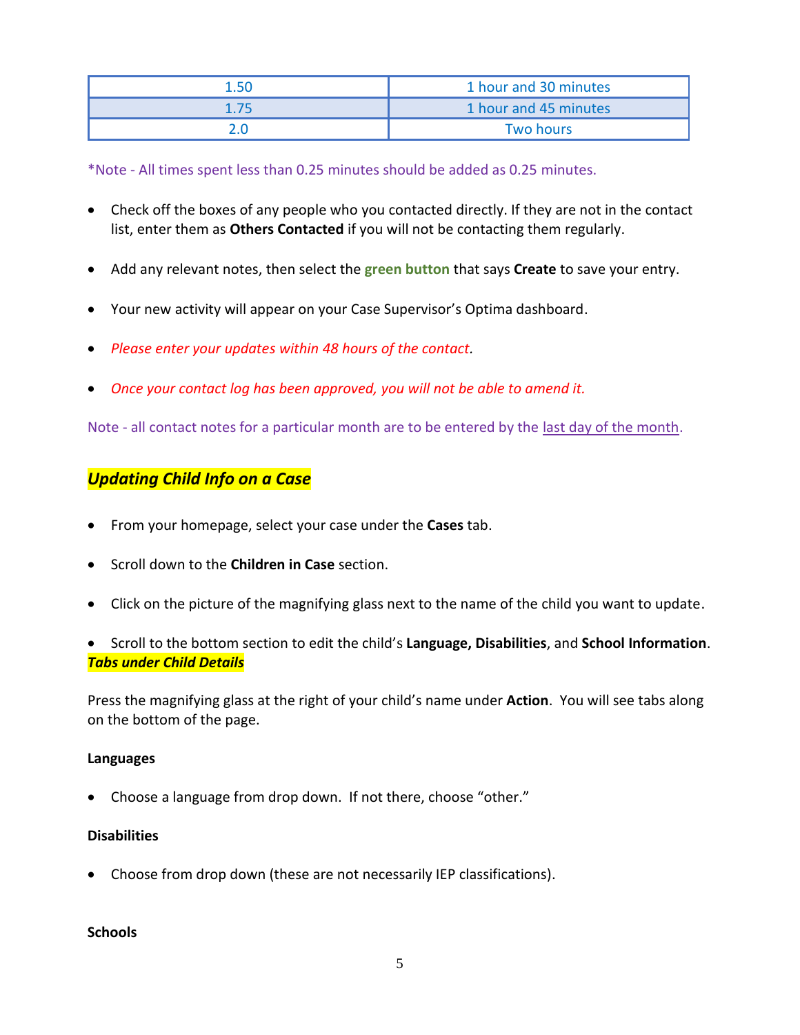| 1.50 | 1 hour and 30 minutes |
|---|---|
| 1.75 | 1 hour and 45 minutes |
| 2.0 | Two hours |

*Note - All times spent less than 0.25 minutes should be added as 0.25 minutes.

- Check off the boxes of any people who you contacted directly. If they are not in the contact list, enter them as **Others Contacted** if you will not be contacting them regularly.
- Add any relevant notes, then select the **green button** that says **Create** to save your entry.
- Your new activity will appear on your Case Supervisor's Optima dashboard.
- *Please enter your updates within 48 hours of the contact.*
- *Once your contact log has been approved, you will not be able to amend it.*

Note - all contact notes for a particular month are to be entered by the last day of the month.

## *Updating Child Info on a Case*

- From your homepage, select your case under the **Cases** tab.
- Scroll down to the **Children in Case** section.
- Click on the picture of the magnifying glass next to the name of the child you want to update.
- Scroll to the bottom section to edit the child's **Language, Disabilities**, and **School Information**.

### *Tabs under Child Details*

Press the magnifying glass at the right of your child's name under **Action**. You will see tabs along on the bottom of the page.

**Languages**

- Choose a language from drop down. If not there, choose "other."

**Disabilities**

- Choose from drop down (these are not necessarily IEP classifications).

**Schools**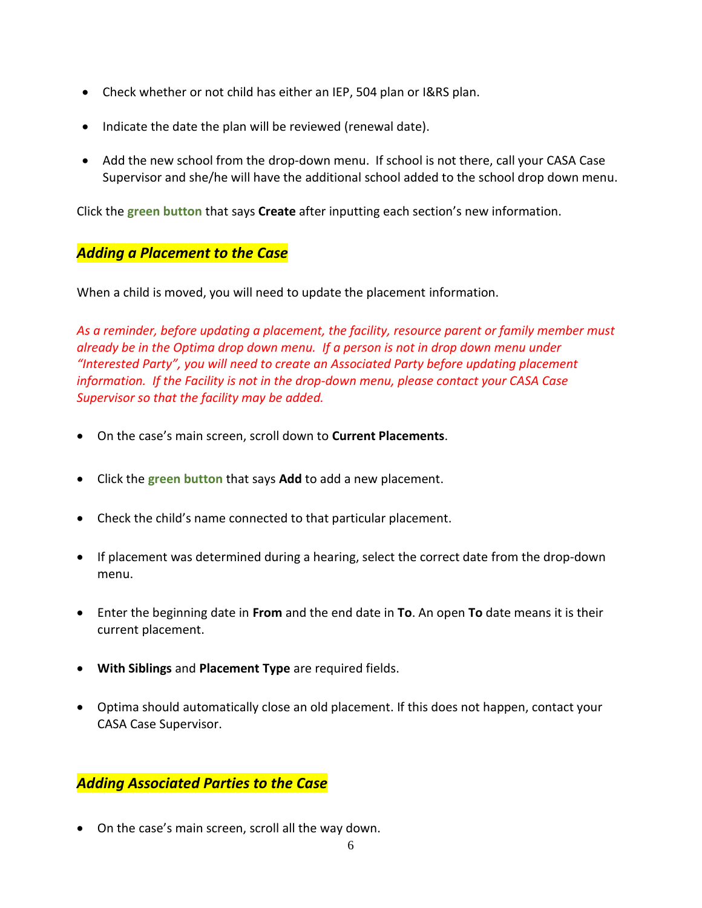- Check whether or not child has either an IEP, 504 plan or I&RS plan.
- Indicate the date the plan will be reviewed (renewal date).
- Add the new school from the drop-down menu. If school is not there, call your CASA Case Supervisor and she/he will have the additional school added to the school drop down menu.

Click the **green button** that says **Create** after inputting each section's new information.

## ***Adding a Placement to the Case***

When a child is moved, you will need to update the placement information.

*As a reminder, before updating a placement, the facility, resource parent or family member must already be in the Optima drop down menu. If a person is not in drop down menu under "Interested Party", you will need to create an Associated Party before updating placement information. If the Facility is not in the drop-down menu, please contact your CASA Case Supervisor so that the facility may be added.*

- On the case's main screen, scroll down to **Current Placements**.
- Click the **green button** that says **Add** to add a new placement.
- Check the child's name connected to that particular placement.
- If placement was determined during a hearing, select the correct date from the drop-down menu.
- Enter the beginning date in **From** and the end date in **To**. An open **To** date means it is their current placement.
- **With Siblings** and **Placement Type** are required fields.
- Optima should automatically close an old placement. If this does not happen, contact your CASA Case Supervisor.

## ***Adding Associated Parties to the Case***

- On the case's main screen, scroll all the way down.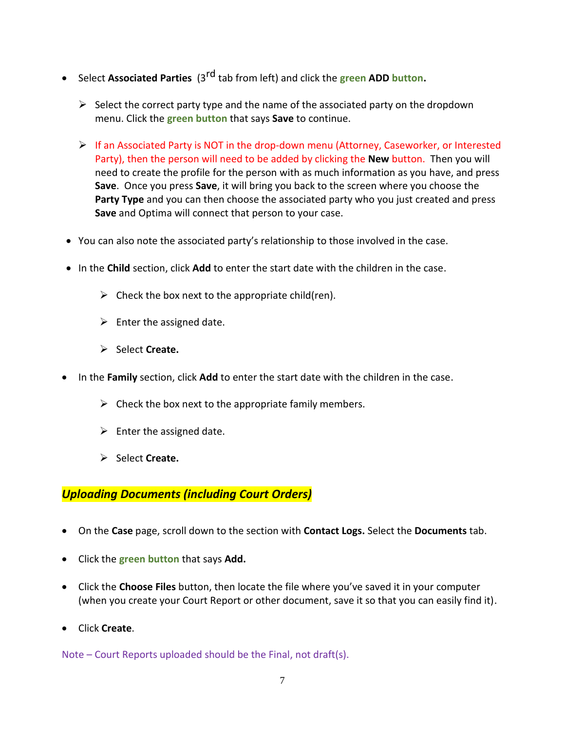- Select **Associated Parties** (3rd tab from left) and click the **green ADD button.**
  - Select the correct party type and the name of the associated party on the dropdown menu. Click the **green button** that says **Save** to continue.
  - If an Associated Party is NOT in the drop-down menu (Attorney, Caseworker, or Interested Party), then the person will need to be added by clicking the **New** button. Then you will need to create the profile for the person with as much information as you have, and press **Save**. Once you press **Save**, it will bring you back to the screen where you choose the **Party Type** and you can then choose the associated party who you just created and press **Save** and Optima will connect that person to your case.
- You can also note the associated party's relationship to those involved in the case.
- In the **Child** section, click **Add** to enter the start date with the children in the case.
  - Check the box next to the appropriate child(ren).
  - Enter the assigned date.
  - Select **Create.**
- In the **Family** section, click **Add** to enter the start date with the children in the case.
  - Check the box next to the appropriate family members.
  - Enter the assigned date.
  - Select **Create.**

## ***Uploading Documents (including Court Orders)***

- On the **Case** page, scroll down to the section with **Contact Logs.** Select the **Documents** tab.
- Click the **green button** that says **Add.**
- Click the **Choose Files** button, then locate the file where you've saved it in your computer (when you create your Court Report or other document, save it so that you can easily find it).
- Click **Create**.

Note – Court Reports uploaded should be the Final, not draft(s).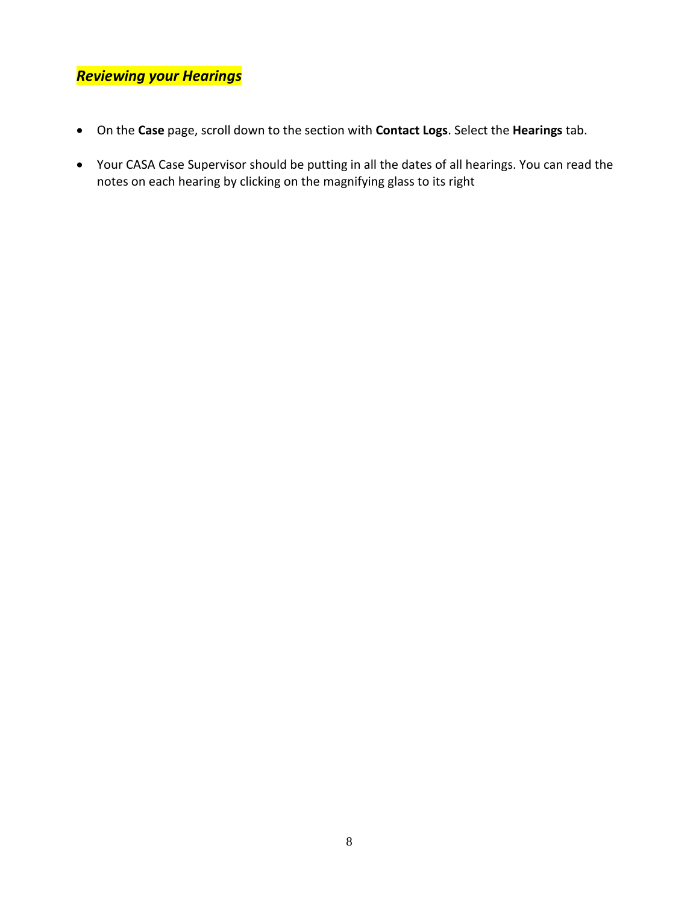## ***Reviewing your Hearings***

- On the **Case** page, scroll down to the section with **Contact Logs**. Select the **Hearings** tab.

- Your CASA Case Supervisor should be putting in all the dates of all hearings. You can read the notes on each hearing by clicking on the magnifying glass to its right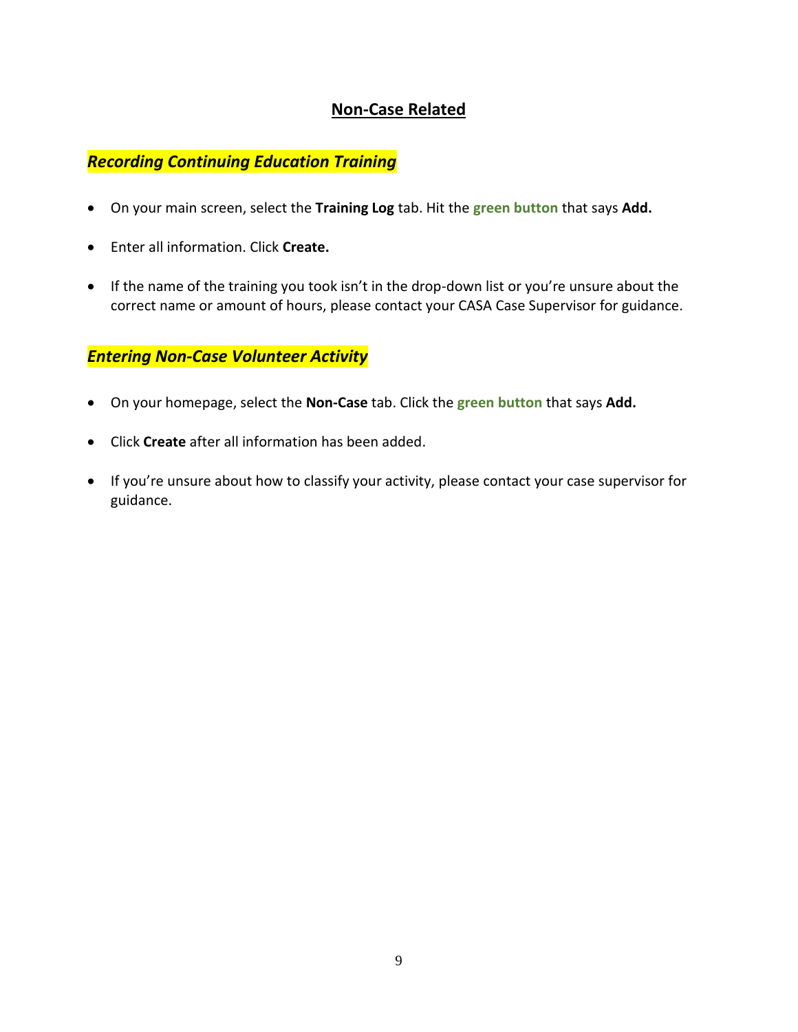## Non-Case Related

### ***Recording Continuing Education Training***

- On your main screen, select the **Training Log** tab. Hit the **green button** that says **Add.**
- Enter all information. Click **Create.**
- If the name of the training you took isn't in the drop-down list or you're unsure about the correct name or amount of hours, please contact your CASA Case Supervisor for guidance.

### ***Entering Non-Case Volunteer Activity***

- On your homepage, select the **Non-Case** tab. Click the **green button** that says **Add.**
- Click **Create** after all information has been added.
- If you're unsure about how to classify your activity, please contact your case supervisor for guidance.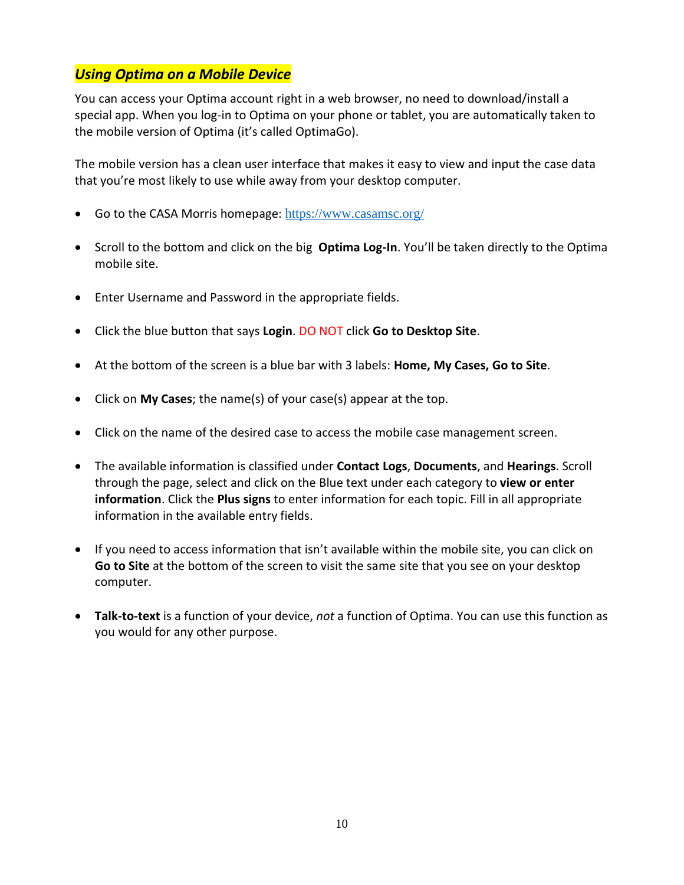## ***Using Optima on a Mobile Device***

You can access your Optima account right in a web browser, no need to download/install a special app. When you log-in to Optima on your phone or tablet, you are automatically taken to the mobile version of Optima (it's called OptimaGo).

The mobile version has a clean user interface that makes it easy to view and input the case data that you're most likely to use while away from your desktop computer.

- Go to the CASA Morris homepage: https://www.casamsc.org/
- Scroll to the bottom and click on the big **Optima Log-In**. You'll be taken directly to the Optima mobile site.
- Enter Username and Password in the appropriate fields.
- Click the blue button that says **Login**. DO NOT click **Go to Desktop Site**.
- At the bottom of the screen is a blue bar with 3 labels: **Home, My Cases, Go to Site**.
- Click on **My Cases**; the name(s) of your case(s) appear at the top.
- Click on the name of the desired case to access the mobile case management screen.
- The available information is classified under **Contact Logs**, **Documents**, and **Hearings**. Scroll through the page, select and click on the Blue text under each category to **view or enter information**. Click the **Plus signs** to enter information for each topic. Fill in all appropriate information in the available entry fields.
- If you need to access information that isn't available within the mobile site, you can click on **Go to Site** at the bottom of the screen to visit the same site that you see on your desktop computer.
- **Talk-to-text** is a function of your device, *not* a function of Optima. You can use this function as you would for any other purpose.